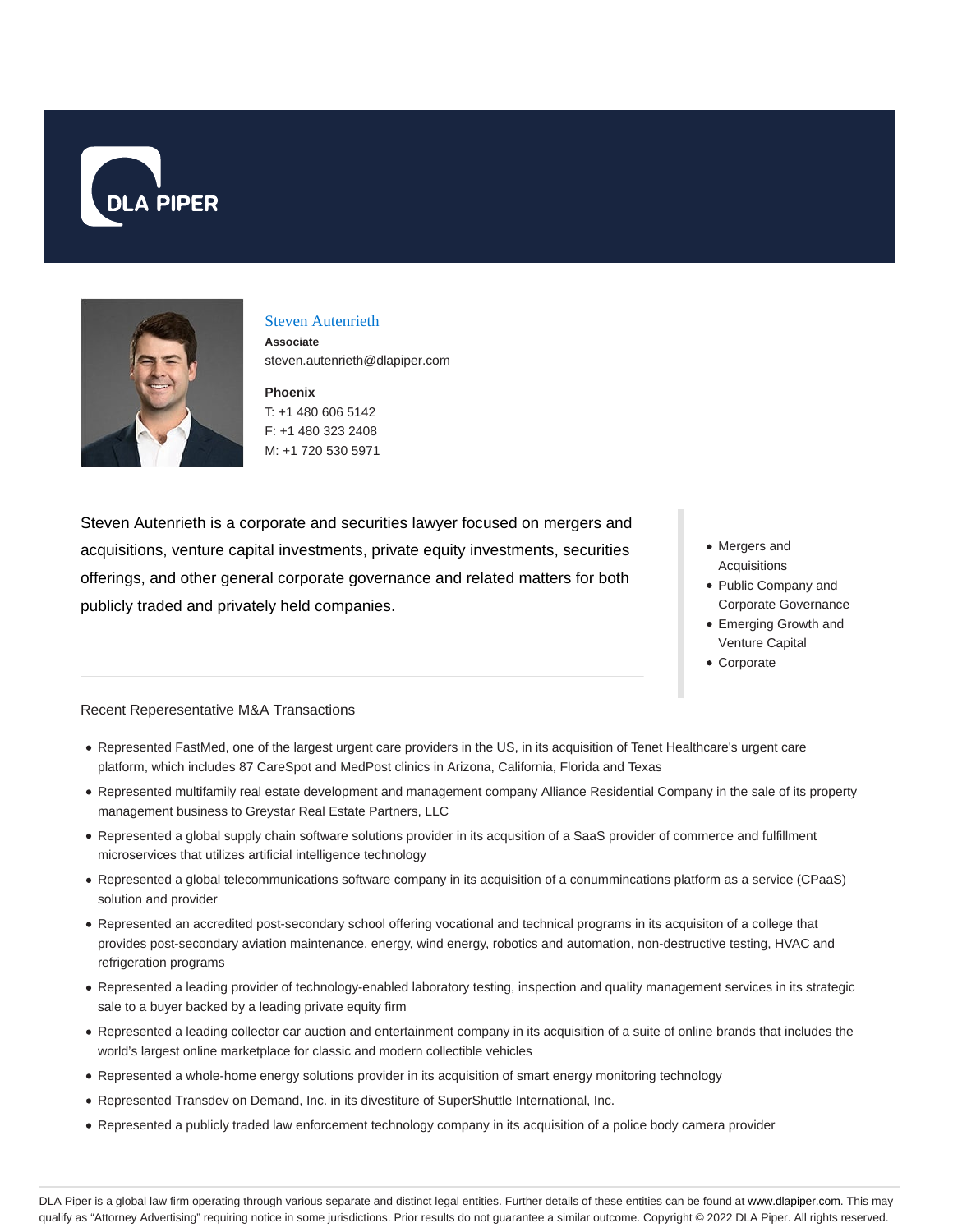DLA PIPER

# Steven Autenrieth

**Associate**
steven.autenrieth@dlapiper.com

**Phoenix**
T: +1 480 606 5142
F: +1 480 323 2408
M: +1 720 530 5971

Steven Autenrieth is a corporate and securities lawyer focused on mergers and acquisitions, venture capital investments, private equity investments, securities offerings, and other general corporate governance and related matters for both publicly traded and privately held companies.

- Mergers and Acquisitions
- Public Company and Corporate Governance
- Emerging Growth and Venture Capital
- Corporate

Recent Represeentative M&A Transactions

- Represented FastMed, one of the largest urgent care providers in the US, in its acquisition of Tenet Healthcare's urgent care platform, which includes 87 CareSpot and MedPost clinics in Arizona, California, Florida and Texas
- Represented multifamily real estate development and management company Alliance Residential Company in the sale of its property management business to Greystar Real Estate Partners, LLC
- Represented a global supply chain software solutions provider in its acqusition of a SaaS provider of commerce and fulfillment microservices that utilizes artificial intelligence technology
- Represented a global telecommunications software company in its acquisition of a conummincations platform as a service (CPaaS) solution and provider
- Represented an accredited post-secondary school offering vocational and technical programs in its acquisiton of a college that provides post-secondary aviation maintenance, energy, wind energy, robotics and automation, non-destructive testing, HVAC and refrigeration programs
- Represented a leading provider of technology-enabled laboratory testing, inspection and quality management services in its strategic sale to a buyer backed by a leading private equity firm
- Represented a leading collector car auction and entertainment company in its acquisition of a suite of online brands that includes the world's largest online marketplace for classic and modern collectible vehicles
- Represented a whole-home energy solutions provider in its acquisition of smart energy monitoring technology
- Represented Transdev on Demand, Inc. in its divestiture of SuperShuttle International, Inc.
- Represented a publicly traded law enforcement technology company in its acquisition of a police body camera provider

DLA Piper is a global law firm operating through various separate and distinct legal entities. Further details of these entities can be found at www.dlapiper.com. This may qualify as "Attorney Advertising" requiring notice in some jurisdictions. Prior results do not guarantee a similar outcome. Copyright © 2022 DLA Piper. All rights reserved.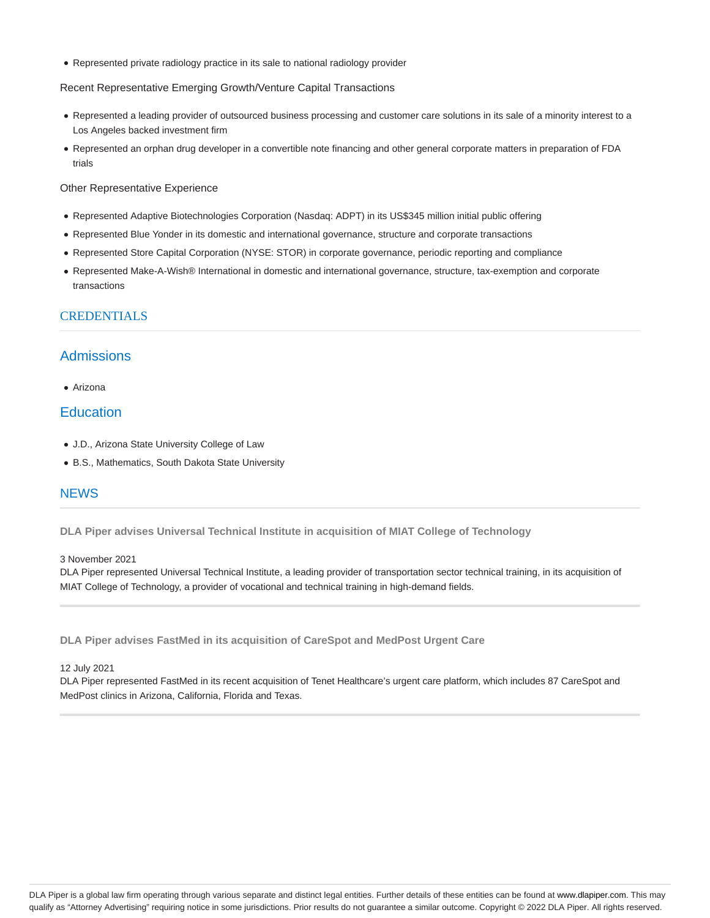- Represented private radiology practice in its sale to national radiology provider

Recent Representative Emerging Growth/Venture Capital Transactions

- Represented a leading provider of outsourced business processing and customer care solutions in its sale of a minority interest to a Los Angeles backed investment firm
- Represented an orphan drug developer in a convertible note financing and other general corporate matters in preparation of FDA trials

Other Representative Experience

- Represented Adaptive Biotechnologies Corporation (Nasdaq: ADPT) in its US$345 million initial public offering
- Represented Blue Yonder in its domestic and international governance, structure and corporate transactions
- Represented Store Capital Corporation (NYSE: STOR) in corporate governance, periodic reporting and compliance
- Represented Make-A-Wish® International in domestic and international governance, structure, tax-exemption and corporate transactions

## CREDENTIALS

### Admissions

- Arizona

### Education

- J.D., Arizona State University College of Law
- B.S., Mathematics, South Dakota State University

## NEWS

**DLA Piper advises Universal Technical Institute in acquisition of MIAT College of Technology**

3 November 2021
DLA Piper represented Universal Technical Institute, a leading provider of transportation sector technical training, in its acquisition of MIAT College of Technology, a provider of vocational and technical training in high-demand fields.

**DLA Piper advises FastMed in its acquisition of CareSpot and MedPost Urgent Care**

12 July 2021
DLA Piper represented FastMed in its recent acquisition of Tenet Healthcare's urgent care platform, which includes 87 CareSpot and MedPost clinics in Arizona, California, Florida and Texas.

DLA Piper is a global law firm operating through various separate and distinct legal entities. Further details of these entities can be found at www.dlapiper.com. This may qualify as "Attorney Advertising" requiring notice in some jurisdictions. Prior results do not guarantee a similar outcome. Copyright © 2022 DLA Piper. All rights reserved.